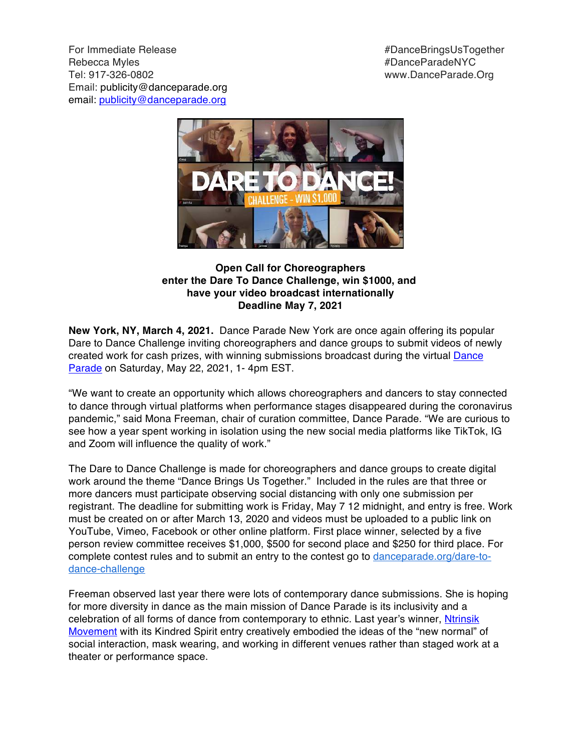For Immediate Release
Rebecca Myles
Tel: 917-326-0802
Email: publicity@danceparade.org
email: [publicity@danceparade.org](mailto:publicity@danceparade.org)

#DanceBringsUsTogether
#DanceParadeNYC
www.DanceParade.Org

**Open Call for Choreographers**
**enter the Dare To Dance Challenge, win $1000, and**
**have your video broadcast internationally**
**Deadline May 7, 2021**

**New York, NY, March 4, 2021.** Dance Parade New York are once again offering its popular Dare to Dance Challenge inviting choreographers and dance groups to submit videos of newly created work for cash prizes, with winning submissions broadcast during the virtual [Dance Parade](https://www.danceparade.org) on Saturday, May 22, 2021, 1- 4pm EST.

"We want to create an opportunity which allows choreographers and dancers to stay connected to dance through virtual platforms when performance stages disappeared during the coronavirus pandemic," said Mona Freeman, chair of curation committee, Dance Parade. "We are curious to see how a year spent working in isolation using the new social media platforms like TikTok, IG and Zoom will influence the quality of work."

The Dare to Dance Challenge is made for choreographers and dance groups to create digital work around the theme "Dance Brings Us Together." Included in the rules are that three or more dancers must participate observing social distancing with only one submission per registrant. The deadline for submitting work is Friday, May 7 12 midnight, and entry is free. Work must be created on or after March 13, 2020 and videos must be uploaded to a public link on YouTube, Vimeo, Facebook or other online platform. First place winner, selected by a five person review committee receives $1,000, $500 for second place and $250 for third place. For complete contest rules and to submit an entry to the contest go to [danceparade.org/dare-to-dance-challenge](https://danceparade.org/dare-to-dance-challenge)

Freeman observed last year there were lots of contemporary dance submissions. She is hoping for more diversity in dance as the main mission of Dance Parade is its inclusivity and a celebration of all forms of dance from contemporary to ethnic. Last year's winner, [Ntrinsik Movement](#) with its Kindred Spirit entry creatively embodied the ideas of the "new normal" of social interaction, mask wearing, and working in different venues rather than staged work at a theater or performance space.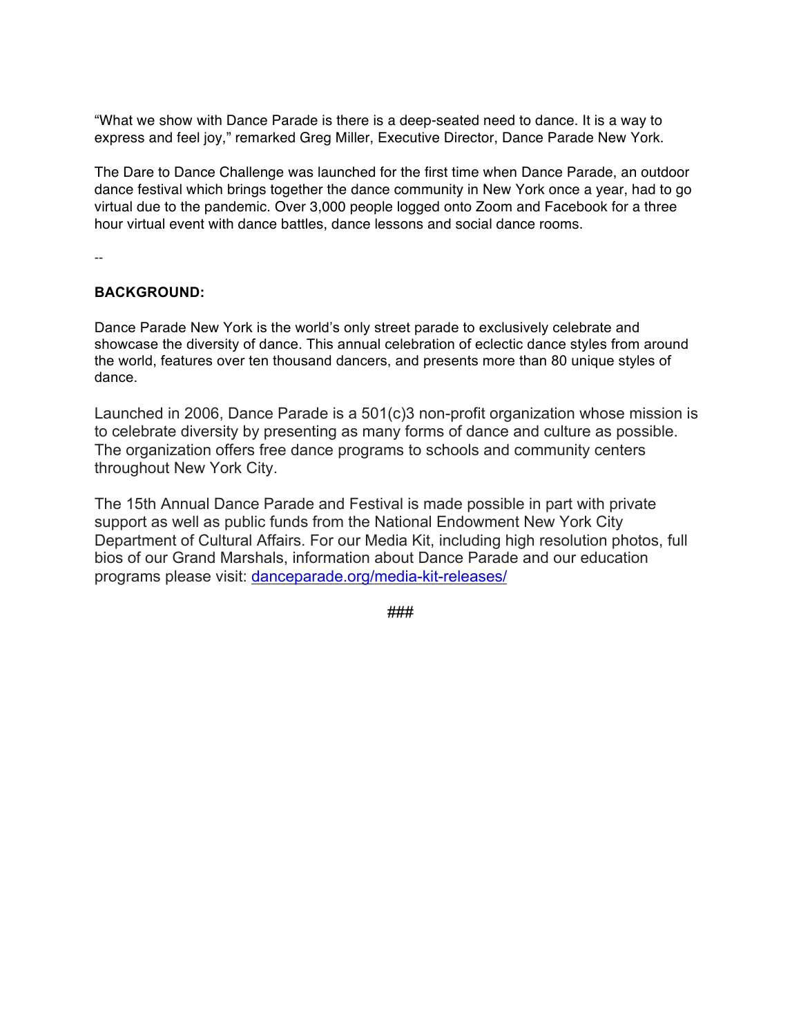"What we show with Dance Parade is there is a deep-seated need to dance. It is a way to express and feel joy," remarked Greg Miller, Executive Director, Dance Parade New York.

The Dare to Dance Challenge was launched for the first time when Dance Parade, an outdoor dance festival which brings together the dance community in New York once a year, had to go virtual due to the pandemic. Over 3,000 people logged onto Zoom and Facebook for a three hour virtual event with dance battles, dance lessons and social dance rooms.

--

**BACKGROUND:**

Dance Parade New York is the world's only street parade to exclusively celebrate and showcase the diversity of dance. This annual celebration of eclectic dance styles from around the world, features over ten thousand dancers, and presents more than 80 unique styles of dance.

Launched in 2006, Dance Parade is a 501(c)3 non-profit organization whose mission is to celebrate diversity by presenting as many forms of dance and culture as possible. The organization offers free dance programs to schools and community centers throughout New York City.

The 15th Annual Dance Parade and Festival is made possible in part with private support as well as public funds from the National Endowment New York City Department of Cultural Affairs. For our Media Kit, including high resolution photos, full bios of our Grand Marshals, information about Dance Parade and our education programs please visit: [danceparade.org/media-kit-releases/](danceparade.org/media-kit-releases/)

###